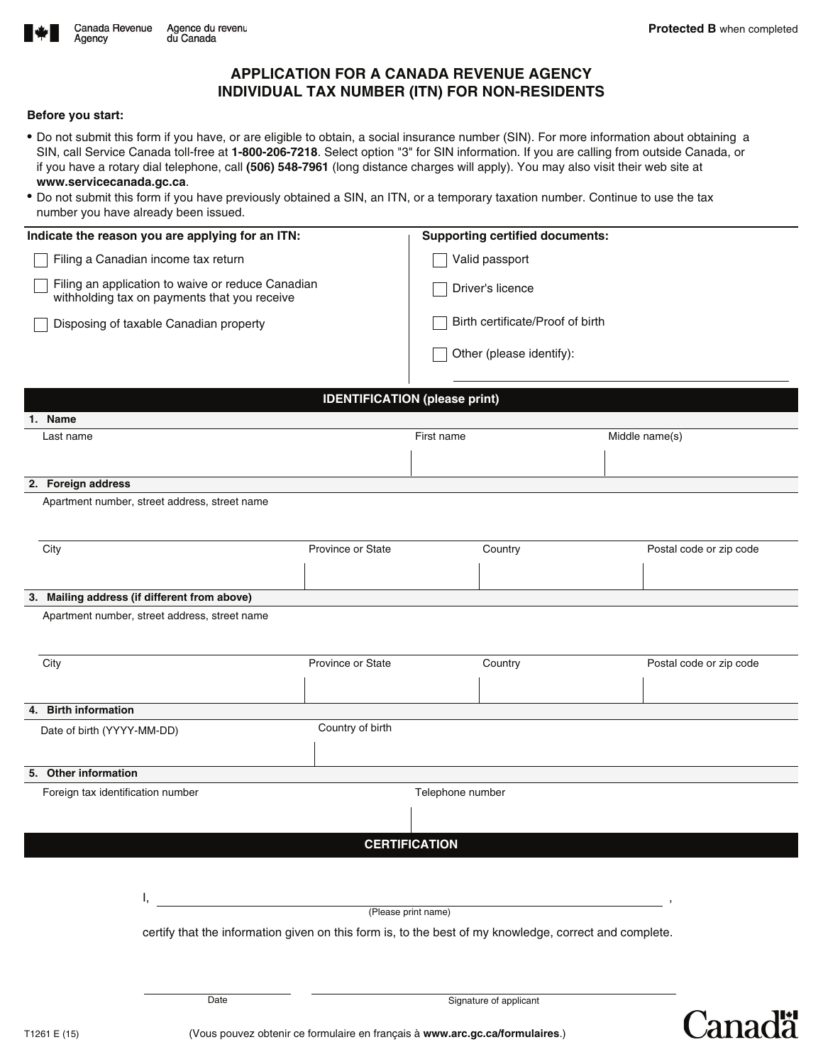Canada Revenue Agency / Agence du revenu du Canada

**Protected B** when completed

# APPLICATION FOR A CANADA REVENUE AGENCY INDIVIDUAL TAX NUMBER (ITN) FOR NON-RESIDENTS

**Before you start:**

- Do not submit this form if you have, or are eligible to obtain, a social insurance number (SIN). For more information about obtaining a SIN, call Service Canada toll-free at **1-800-206-7218**. Select option "3" for SIN information. If you are calling from outside Canada, or if you have a rotary dial telephone, call **(506) 548-7961** (long distance charges will apply). You may also visit their web site at **www.servicecanada.gc.ca**.
- Do not submit this form if you have previously obtained a SIN, an ITN, or a temporary taxation number. Continue to use the tax number you have already been issued.

**Indicate the reason you are applying for an ITN:**

- ☐ Filing a Canadian income tax return
- ☐ Filing an application to waive or reduce Canadian withholding tax on payments that you receive
- ☐ Disposing of taxable Canadian property

**Supporting certified documents:**

- ☐ Valid passport
- ☐ Driver's licence
- ☐ Birth certificate/Proof of birth
- ☐ Other (please identify): ____________________

## IDENTIFICATION (please print)

**1. Name**

| Last name | First name | Middle name(s) |
|---|---|---|
| | | |

**2. Foreign address**

Apartment number, street address, street name

| City | Province or State | Country | Postal code or zip code |
|---|---|---|---|
| | | | |

**3. Mailing address (if different from above)**

Apartment number, street address, street name

| City | Province or State | Country | Postal code or zip code |
|---|---|---|---|
| | | | |

**4. Birth information**

| Date of birth (YYYY-MM-DD) | Country of birth |
|---|---|
| | |

**5. Other information**

| Foreign tax identification number | Telephone number |
|---|---|
| | |

## CERTIFICATION

I, ______________________________ ,
(Please print name)

certify that the information given on this form is, to the best of my knowledge, correct and complete.

______________________ Date

______________________ Signature of applicant

T1261 E (15)

(Vous pouvez obtenir ce formulaire en français à **www.arc.gc.ca/formulaires**.)

Canada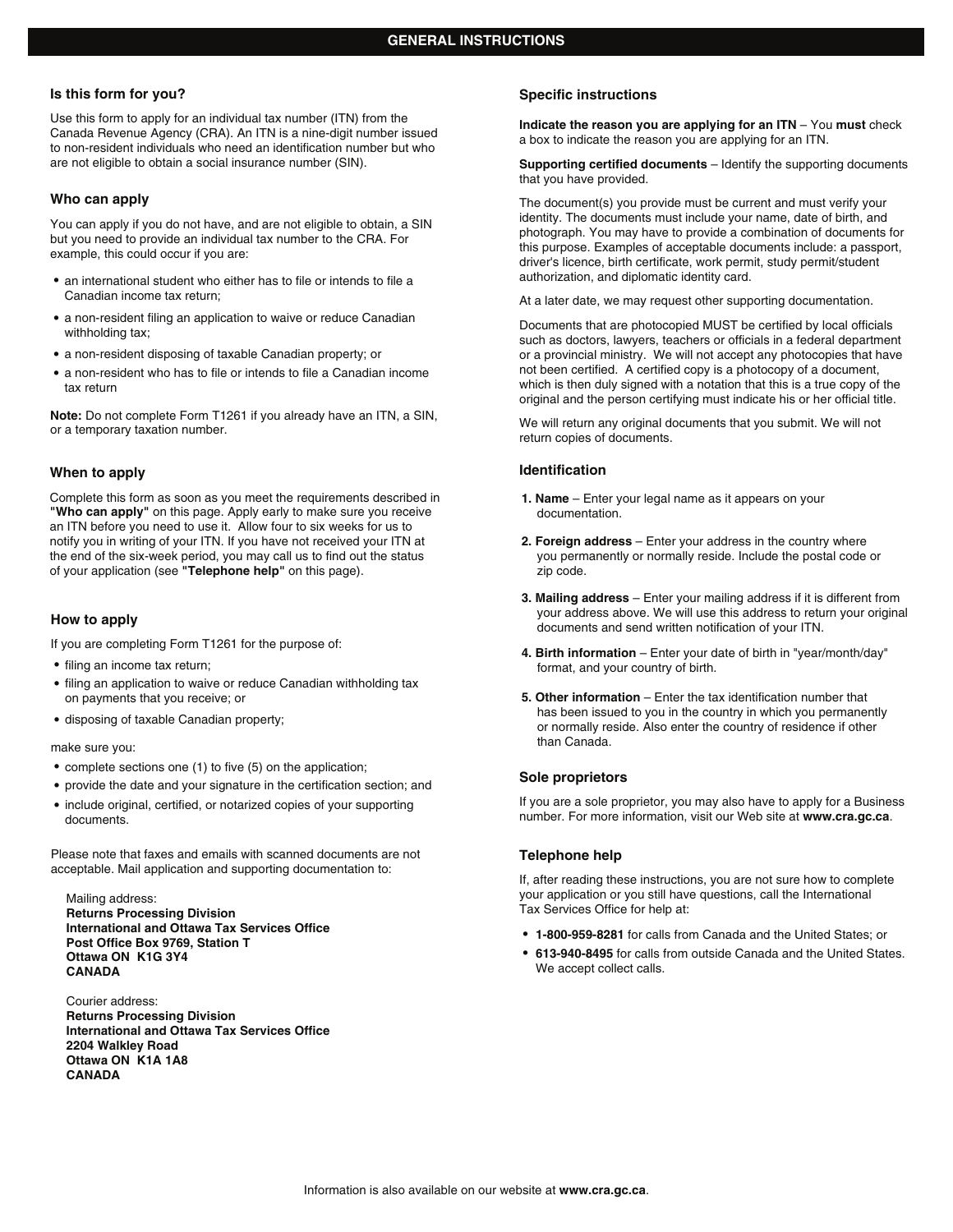# GENERAL INSTRUCTIONS

## Is this form for you?

Use this form to apply for an individual tax number (ITN) from the Canada Revenue Agency (CRA). An ITN is a nine-digit number issued to non-resident individuals who need an identification number but who are not eligible to obtain a social insurance number (SIN).

## Who can apply

You can apply if you do not have, and are not eligible to obtain, a SIN but you need to provide an individual tax number to the CRA. For example, this could occur if you are:

- an international student who either has to file or intends to file a Canadian income tax return;
- a non-resident filing an application to waive or reduce Canadian withholding tax;
- a non-resident disposing of taxable Canadian property; or
- a non-resident who has to file or intends to file a Canadian income tax return

**Note:** Do not complete Form T1261 if you already have an ITN, a SIN, or a temporary taxation number.

## When to apply

Complete this form as soon as you meet the requirements described in **"Who can apply"** on this page. Apply early to make sure you receive an ITN before you need to use it. Allow four to six weeks for us to notify you in writing of your ITN. If you have not received your ITN at the end of the six-week period, you may call us to find out the status of your application (see **"Telephone help"** on this page).

## How to apply

If you are completing Form T1261 for the purpose of:

- filing an income tax return;
- filing an application to waive or reduce Canadian withholding tax on payments that you receive; or
- disposing of taxable Canadian property;

make sure you:

- complete sections one (1) to five (5) on the application;
- provide the date and your signature in the certification section; and
- include original, certified, or notarized copies of your supporting documents.

Please note that faxes and emails with scanned documents are not acceptable. Mail application and supporting documentation to:

Mailing address:
**Returns Processing Division**
**International and Ottawa Tax Services Office**
**Post Office Box 9769, Station T**
**Ottawa ON K1G 3Y4**
**CANADA**

Courier address:
**Returns Processing Division**
**International and Ottawa Tax Services Office**
**2204 Walkley Road**
**Ottawa ON K1A 1A8**
**CANADA**

## Specific instructions

**Indicate the reason you are applying for an ITN** – You **must** check a box to indicate the reason you are applying for an ITN.

**Supporting certified documents** – Identify the supporting documents that you have provided.

The document(s) you provide must be current and must verify your identity. The documents must include your name, date of birth, and photograph. You may have to provide a combination of documents for this purpose. Examples of acceptable documents include: a passport, driver's licence, birth certificate, work permit, study permit/student authorization, and diplomatic identity card.

At a later date, we may request other supporting documentation.

Documents that are photocopied MUST be certified by local officials such as doctors, lawyers, teachers or officials in a federal department or a provincial ministry. We will not accept any photocopies that have not been certified. A certified copy is a photocopy of a document, which is then duly signed with a notation that this is a true copy of the original and the person certifying must indicate his or her official title.

We will return any original documents that you submit. We will not return copies of documents.

## Identification

1. **Name** – Enter your legal name as it appears on your documentation.
2. **Foreign address** – Enter your address in the country where you permanently or normally reside. Include the postal code or zip code.
3. **Mailing address** – Enter your mailing address if it is different from your address above. We will use this address to return your original documents and send written notification of your ITN.
4. **Birth information** – Enter your date of birth in "year/month/day" format, and your country of birth.
5. **Other information** – Enter the tax identification number that has been issued to you in the country in which you permanently or normally reside. Also enter the country of residence if other than Canada.

## Sole proprietors

If you are a sole proprietor, you may also have to apply for a Business number. For more information, visit our Web site at **www.cra.gc.ca**.

## Telephone help

If, after reading these instructions, you are not sure how to complete your application or you still have questions, call the International Tax Services Office for help at:

- **1-800-959-8281** for calls from Canada and the United States; or
- **613-940-8495** for calls from outside Canada and the United States. We accept collect calls.

Information is also available on our website at **www.cra.gc.ca**.